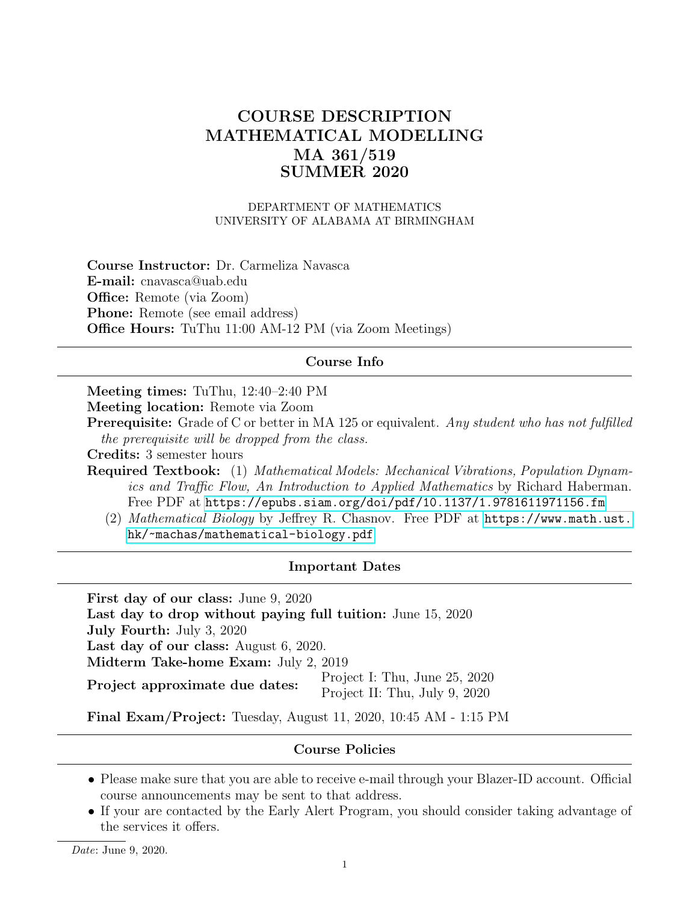# COURSE DESCRIPTION
# MATHEMATICAL MODELLING
# MA 361/519
# SUMMER 2020

DEPARTMENT OF MATHEMATICS
UNIVERSITY OF ALABAMA AT BIRMINGHAM

**Course Instructor:** Dr. Carmeliza Navasca
**E-mail:** cnavasca@uab.edu
**Office:** Remote (via Zoom)
**Phone:** Remote (see email address)
**Office Hours:** TuThu 11:00 AM-12 PM (via Zoom Meetings)

---

## Course Info

---

**Meeting times:** TuThu, 12:40–2:40 PM
**Meeting location:** Remote via Zoom
**Prerequisite:** Grade of C or better in MA 125 or equivalent. *Any student who has not fulfilled the prerequisite will be dropped from the class.*
**Credits:** 3 semester hours
**Required Textbook:** (1) *Mathematical Models: Mechanical Vibrations, Population Dynamics and Traffic Flow, An Introduction to Applied Mathematics* by Richard Haberman. Free PDF at https://epubs.siam.org/doi/pdf/10.1137/1.9781611971156.fm
(2) *Mathematical Biology* by Jeffrey R. Chasnov. Free PDF at https://www.math.ust.hk/~machas/mathematical-biology.pdf

---

## Important Dates

---

**First day of our class:** June 9, 2020
**Last day to drop without paying full tuition:** June 15, 2020
**July Fourth:** July 3, 2020
**Last day of our class:** August 6, 2020.
**Midterm Take-home Exam:** July 2, 2019
**Project approximate due dates:** Project I: Thu, June 25, 2020
Project II: Thu, July 9, 2020

**Final Exam/Project:** Tuesday, August 11, 2020, 10:45 AM - 1:15 PM

---

## Course Policies

---

- Please make sure that you are able to receive e-mail through your Blazer-ID account. Official course announcements may be sent to that address.
- If your are contacted by the Early Alert Program, you should consider taking advantage of the services it offers.

*Date*: June 9, 2020.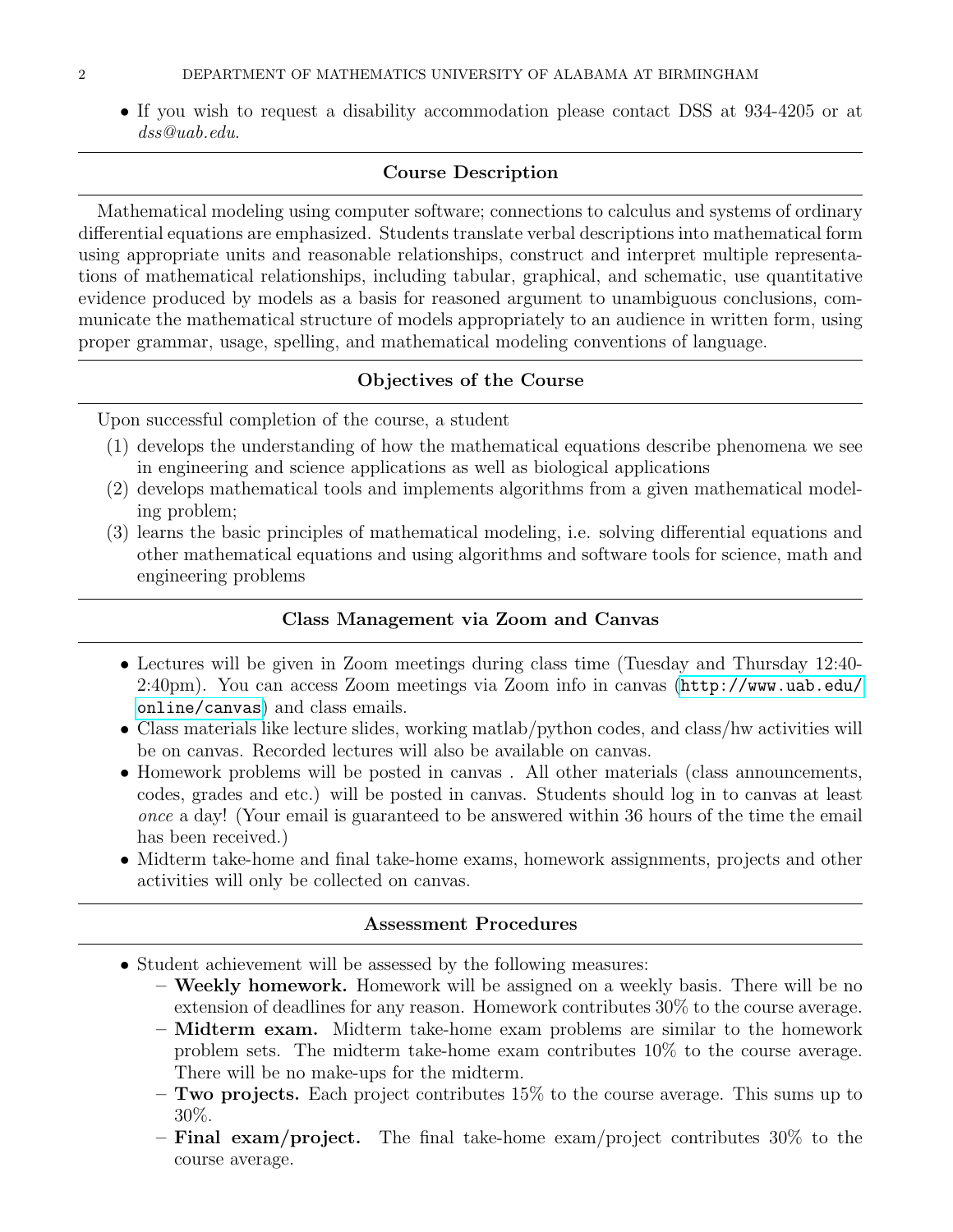- If you wish to request a disability accommodation please contact DSS at 934-4205 or at *dss@uab.edu*.

## Course Description

Mathematical modeling using computer software; connections to calculus and systems of ordinary differential equations are emphasized. Students translate verbal descriptions into mathematical form using appropriate units and reasonable relationships, construct and interpret multiple representations of mathematical relationships, including tabular, graphical, and schematic, use quantitative evidence produced by models as a basis for reasoned argument to unambiguous conclusions, communicate the mathematical structure of models appropriately to an audience in written form, using proper grammar, usage, spelling, and mathematical modeling conventions of language.

## Objectives of the Course

Upon successful completion of the course, a student

1. develops the understanding of how the mathematical equations describe phenomena we see in engineering and science applications as well as biological applications
2. develops mathematical tools and implements algorithms from a given mathematical modeling problem;
3. learns the basic principles of mathematical modeling, i.e. solving differential equations and other mathematical equations and using algorithms and software tools for science, math and engineering problems

## Class Management via Zoom and Canvas

- Lectures will be given in Zoom meetings during class time (Tuesday and Thursday 12:40-2:40pm). You can access Zoom meetings via Zoom info in canvas (`http://www.uab.edu/online/canvas`) and class emails.
- Class materials like lecture slides, working matlab/python codes, and class/hw activities will be on canvas. Recorded lectures will also be available on canvas.
- Homework problems will be posted in canvas . All other materials (class announcements, codes, grades and etc.) will be posted in canvas. Students should log in to canvas at least *once* a day! (Your email is guaranteed to be answered within 36 hours of the time the email has been received.)
- Midterm take-home and final take-home exams, homework assignments, projects and other activities will only be collected on canvas.

## Assessment Procedures

- Student achievement will be assessed by the following measures:
  - **Weekly homework.** Homework will be assigned on a weekly basis. There will be no extension of deadlines for any reason. Homework contributes 30% to the course average.
  - **Midterm exam.** Midterm take-home exam problems are similar to the homework problem sets. The midterm take-home exam contributes 10% to the course average. There will be no make-ups for the midterm.
  - **Two projects.** Each project contributes 15% to the course average. This sums up to 30%.
  - **Final exam/project.** The final take-home exam/project contributes 30% to the course average.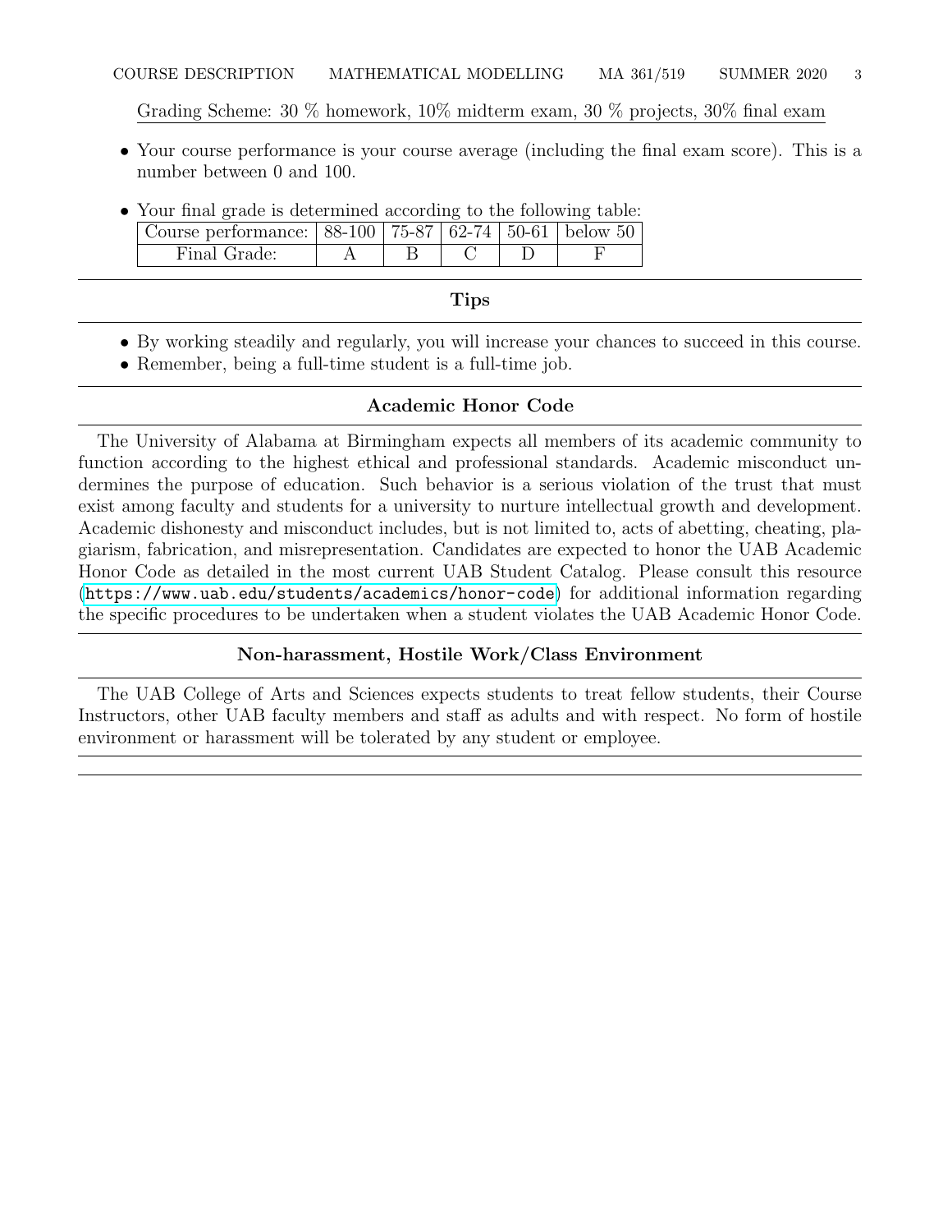Grading Scheme: 30 % homework, 10% midterm exam, 30 % projects, 30% final exam

- Your course performance is your course average (including the final exam score). This is a number between 0 and 100.
- Your final grade is determined according to the following table:

| Course performance: | 88-100 | 75-87 | 62-74 | 50-61 | below 50 |
|---|---|---|---|---|---|
| Final Grade: | A | B | C | D | F |

## Tips

- By working steadily and regularly, you will increase your chances to succeed in this course.
- Remember, being a full-time student is a full-time job.

## Academic Honor Code

The University of Alabama at Birmingham expects all members of its academic community to function according to the highest ethical and professional standards. Academic misconduct undermines the purpose of education. Such behavior is a serious violation of the trust that must exist among faculty and students for a university to nurture intellectual growth and development. Academic dishonesty and misconduct includes, but is not limited to, acts of abetting, cheating, plagiarism, fabrication, and misrepresentation. Candidates are expected to honor the UAB Academic Honor Code as detailed in the most current UAB Student Catalog. Please consult this resource (https://www.uab.edu/students/academics/honor-code) for additional information regarding the specific procedures to be undertaken when a student violates the UAB Academic Honor Code.

## Non-harassment, Hostile Work/Class Environment

The UAB College of Arts and Sciences expects students to treat fellow students, their Course Instructors, other UAB faculty members and staff as adults and with respect. No form of hostile environment or harassment will be tolerated by any student or employee.